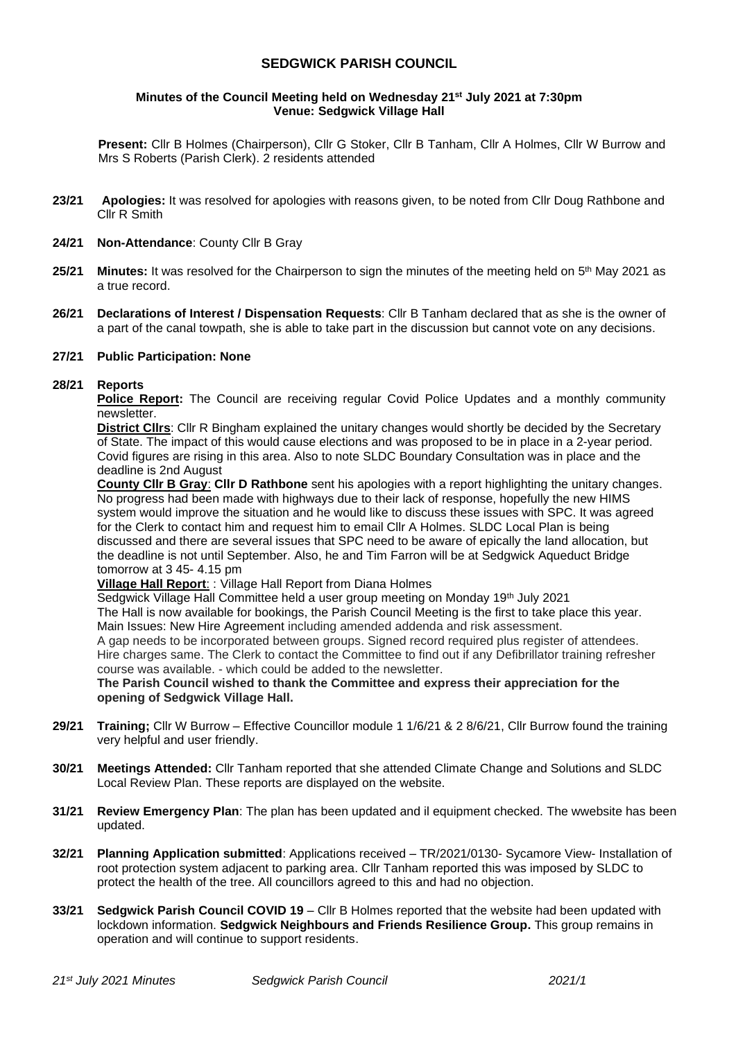# SEDGWICK PARISH COUNCIL

**Minutes of the Council Meeting held on Wednesday 21st July 2021 at 7:30pm**
**Venue: Sedgwick Village Hall**

**Present:** Cllr B Holmes (Chairperson), Cllr G Stoker, Cllr B Tanham, Cllr A Holmes, Cllr W Burrow and Mrs S Roberts (Parish Clerk). 2 residents attended

**23/21** **Apologies:** It was resolved for apologies with reasons given, to be noted from Cllr Doug Rathbone and Cllr R Smith

**24/21** **Non-Attendance**: County Cllr B Gray

**25/21** **Minutes:** It was resolved for the Chairperson to sign the minutes of the meeting held on 5th May 2021 as a true record.

**26/21** **Declarations of Interest / Dispensation Requests**: Cllr B Tanham declared that as she is the owner of a part of the canal towpath, she is able to take part in the discussion but cannot vote on any decisions.

**27/21** **Public Participation: None**

**28/21** **Reports**

**Police Report:** The Council are receiving regular Covid Police Updates and a monthly community newsletter.

**District Cllrs**: Cllr R Bingham explained the unitary changes would shortly be decided by the Secretary of State. The impact of this would cause elections and was proposed to be in place in a 2-year period. Covid figures are rising in this area. Also to note SLDC Boundary Consultation was in place and the deadline is 2nd August

**County Cllr B Gray**: **Cllr D Rathbone** sent his apologies with a report highlighting the unitary changes. No progress had been made with highways due to their lack of response, hopefully the new HIMS system would improve the situation and he would like to discuss these issues with SPC. It was agreed for the Clerk to contact him and request him to email Cllr A Holmes. SLDC Local Plan is being discussed and there are several issues that SPC need to be aware of epically the land allocation, but the deadline is not until September. Also, he and Tim Farron will be at Sedgwick Aqueduct Bridge tomorrow at 3 45- 4.15 pm

**Village Hall Report**: : Village Hall Report from Diana Holmes

Sedgwick Village Hall Committee held a user group meeting on Monday 19th July 2021

The Hall is now available for bookings, the Parish Council Meeting is the first to take place this year.

Main Issues: New Hire Agreement including amended addenda and risk assessment.

A gap needs to be incorporated between groups. Signed record required plus register of attendees.

Hire charges same. The Clerk to contact the Committee to find out if any Defibrillator training refresher course was available. - which could be added to the newsletter.

**The Parish Council wished to thank the Committee and express their appreciation for the opening of Sedgwick Village Hall.**

**29/21** **Training;** Cllr W Burrow – Effective Councillor module 1 1/6/21 & 2 8/6/21, Cllr Burrow found the training very helpful and user friendly.

**30/21** **Meetings Attended:** Cllr Tanham reported that she attended Climate Change and Solutions and SLDC Local Review Plan. These reports are displayed on the website.

**31/21** **Review Emergency Plan**: The plan has been updated and il equipment checked. The wwebsite has been updated.

**32/21** **Planning Application submitted**: Applications received – TR/2021/0130- Sycamore View- Installation of root protection system adjacent to parking area. Cllr Tanham reported this was imposed by SLDC to protect the health of the tree. All councillors agreed to this and had no objection.

**33/21** **Sedgwick Parish Council COVID 19** – Cllr B Holmes reported that the website had been updated with lockdown information. **Sedgwick Neighbours and Friends Resilience Group.** This group remains in operation and will continue to support residents.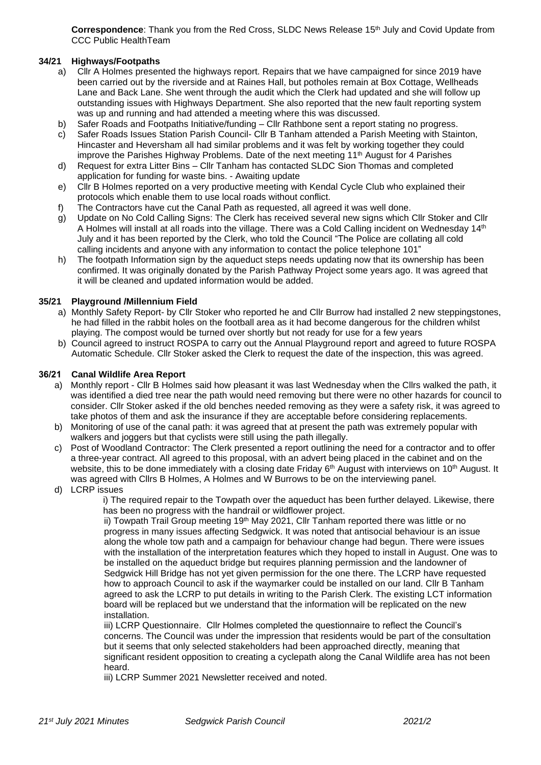**Correspondence**: Thank you from the Red Cross, SLDC News Release 15th July and Covid Update from CCC Public HealthTeam

**34/21 Highways/Footpaths**

a) Cllr A Holmes presented the highways report. Repairs that we have campaigned for since 2019 have been carried out by the riverside and at Raines Hall, but potholes remain at Box Cottage, Wellheads Lane and Back Lane. She went through the audit which the Clerk had updated and she will follow up outstanding issues with Highways Department. She also reported that the new fault reporting system was up and running and had attended a meeting where this was discussed.

b) Safer Roads and Footpaths Initiative/funding – Cllr Rathbone sent a report stating no progress.

c) Safer Roads Issues Station Parish Council- Cllr B Tanham attended a Parish Meeting with Stainton, Hincaster and Heversham all had similar problems and it was felt by working together they could improve the Parishes Highway Problems. Date of the next meeting 11th August for 4 Parishes

d) Request for extra Litter Bins – Cllr Tanham has contacted SLDC Sion Thomas and completed application for funding for waste bins. - Awaiting update

e) Cllr B Holmes reported on a very productive meeting with Kendal Cycle Club who explained their protocols which enable them to use local roads without conflict.

f) The Contractors have cut the Canal Path as requested, all agreed it was well done.

g) Update on No Cold Calling Signs: The Clerk has received several new signs which Cllr Stoker and Cllr A Holmes will install at all roads into the village. There was a Cold Calling incident on Wednesday 14th July and it has been reported by the Clerk, who told the Council "The Police are collating all cold calling incidents and anyone with any information to contact the police telephone 101"

h) The footpath Information sign by the aqueduct steps needs updating now that its ownership has been confirmed. It was originally donated by the Parish Pathway Project some years ago. It was agreed that it will be cleaned and updated information would be added.

**35/21 Playground /Millennium Field**

a) Monthly Safety Report- by Cllr Stoker who reported he and Cllr Burrow had installed 2 new steppingstones, he had filled in the rabbit holes on the football area as it had become dangerous for the children whilst playing. The compost would be turned over shortly but not ready for use for a few years

b) Council agreed to instruct ROSPA to carry out the Annual Playground report and agreed to future ROSPA Automatic Schedule. Cllr Stoker asked the Clerk to request the date of the inspection, this was agreed.

**36/21 Canal Wildlife Area Report**

a) Monthly report - Cllr B Holmes said how pleasant it was last Wednesday when the Cllrs walked the path, it was identified a died tree near the path would need removing but there were no other hazards for council to consider. Cllr Stoker asked if the old benches needed removing as they were a safety risk, it was agreed to take photos of them and ask the insurance if they are acceptable before considering replacements.

b) Monitoring of use of the canal path: it was agreed that at present the path was extremely popular with walkers and joggers but that cyclists were still using the path illegally.

c) Post of Woodland Contractor: The Clerk presented a report outlining the need for a contractor and to offer a three-year contract. All agreed to this proposal, with an advert being placed in the cabinet and on the website, this to be done immediately with a closing date Friday 6th August with interviews on 10th August. It was agreed with Cllrs B Holmes, A Holmes and W Burrows to be on the interviewing panel.

d) LCRP issues

i) The required repair to the Towpath over the aqueduct has been further delayed. Likewise, there has been no progress with the handrail or wildflower project.

ii) Towpath Trail Group meeting 19th May 2021, Cllr Tanham reported there was little or no progress in many issues affecting Sedgwick. It was noted that antisocial behaviour is an issue along the whole tow path and a campaign for behaviour change had begun. There were issues with the installation of the interpretation features which they hoped to install in August. One was to be installed on the aqueduct bridge but requires planning permission and the landowner of Sedgwick Hill Bridge has not yet given permission for the one there. The LCRP have requested how to approach Council to ask if the waymarker could be installed on our land. Cllr B Tanham agreed to ask the LCRP to put details in writing to the Parish Clerk. The existing LCT information board will be replaced but we understand that the information will be replicated on the new installation.

iii) LCRP Questionnaire. Cllr Holmes completed the questionnaire to reflect the Council's concerns. The Council was under the impression that residents would be part of the consultation but it seems that only selected stakeholders had been approached directly, meaning that significant resident opposition to creating a cyclepath along the Canal Wildlife area has not been heard.

iii) LCRP Summer 2021 Newsletter received and noted.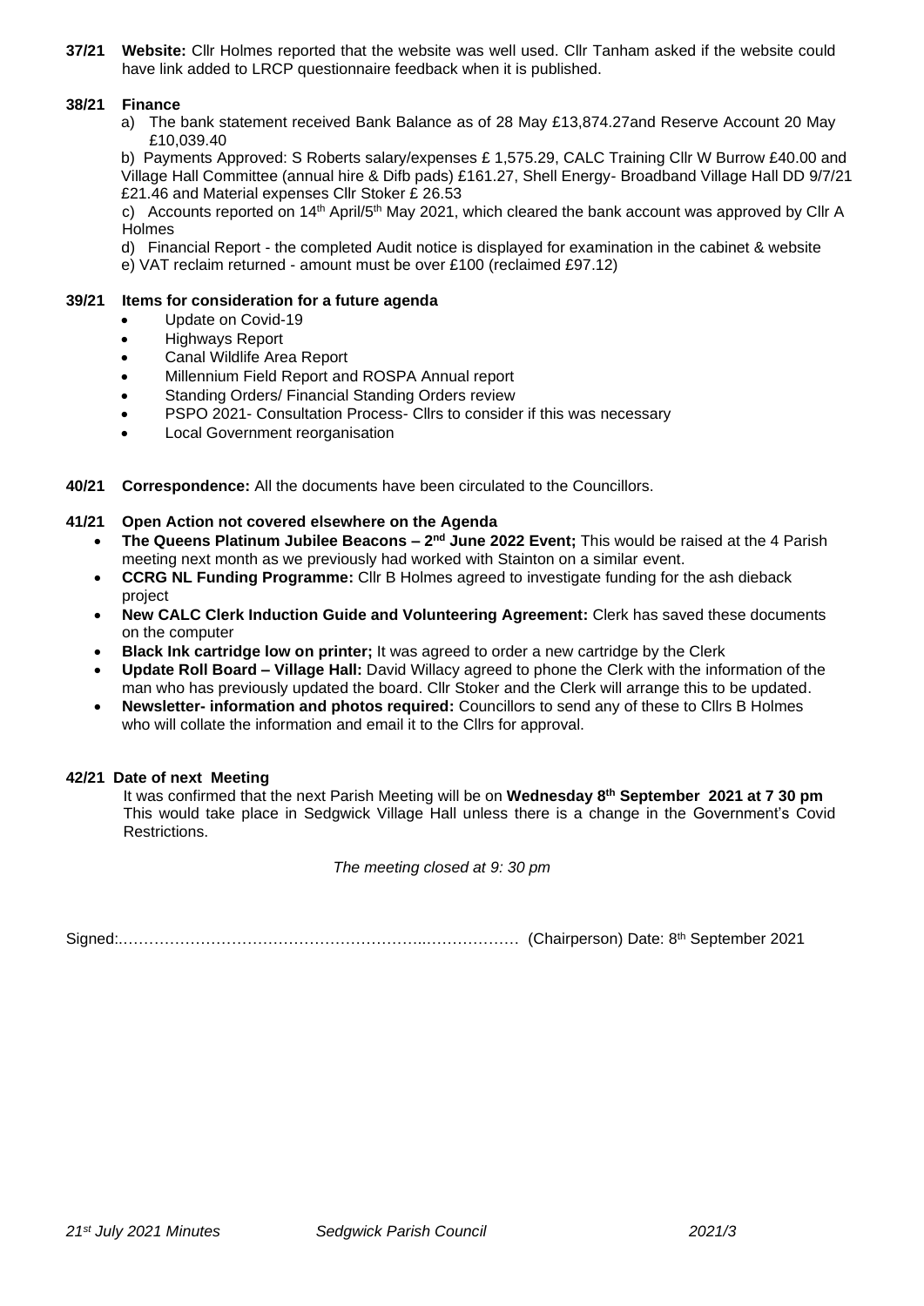**37/21 Website:** Cllr Holmes reported that the website was well used. Cllr Tanham asked if the website could have link added to LRCP questionnaire feedback when it is published.

**38/21 Finance**

a) The bank statement received Bank Balance as of 28 May £13,874.27and Reserve Account 20 May £10,039.40

b) Payments Approved: S Roberts salary/expenses £ 1,575.29, CALC Training Cllr W Burrow £40.00 and Village Hall Committee (annual hire & Difb pads) £161.27, Shell Energy- Broadband Village Hall DD 9/7/21 £21.46 and Material expenses Cllr Stoker £ 26.53

c) Accounts reported on 14th April/5th May 2021, which cleared the bank account was approved by Cllr A Holmes

d) Financial Report - the completed Audit notice is displayed for examination in the cabinet & website

e) VAT reclaim returned - amount must be over £100 (reclaimed £97.12)

**39/21 Items for consideration for a future agenda**

- Update on Covid-19
- Highways Report
- Canal Wildlife Area Report
- Millennium Field Report and ROSPA Annual report
- Standing Orders/ Financial Standing Orders review
- PSPO 2021- Consultation Process- Cllrs to consider if this was necessary
- Local Government reorganisation

**40/21 Correspondence:** All the documents have been circulated to the Councillors.

**41/21 Open Action not covered elsewhere on the Agenda**

- **The Queens Platinum Jubilee Beacons – 2nd June 2022 Event;** This would be raised at the 4 Parish meeting next month as we previously had worked with Stainton on a similar event.
- **CCRG NL Funding Programme:** Cllr B Holmes agreed to investigate funding for the ash dieback project
- **New CALC Clerk Induction Guide and Volunteering Agreement:** Clerk has saved these documents on the computer
- **Black Ink cartridge low on printer;** It was agreed to order a new cartridge by the Clerk
- **Update Roll Board – Village Hall:** David Willacy agreed to phone the Clerk with the information of the man who has previously updated the board. Cllr Stoker and the Clerk will arrange this to be updated.
- **Newsletter- information and photos required:** Councillors to send any of these to Cllrs B Holmes who will collate the information and email it to the Cllrs for approval.

**42/21 Date of next Meeting**

It was confirmed that the next Parish Meeting will be on **Wednesday 8th September 2021 at 7 30 pm** This would take place in Sedgwick Village Hall unless there is a change in the Government's Covid Restrictions.

*The meeting closed at 9: 30 pm*

Signed:…………………………………………………..……………… (Chairperson) Date: 8th September 2021